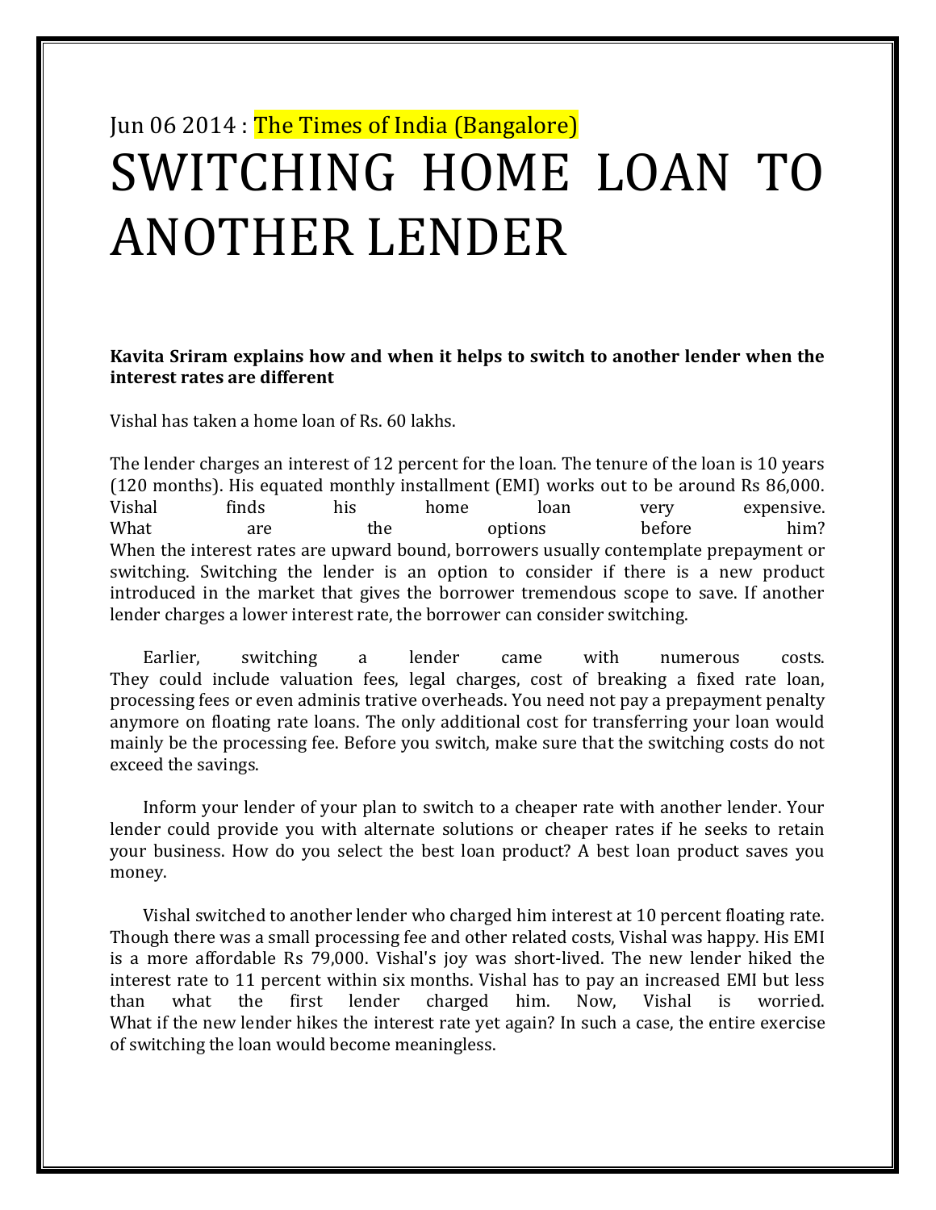Jun 06 2014 : The Times of India (Bangalore)

# SWITCHING HOME LOAN TO ANOTHER LENDER

**Kavita Sriram explains how and when it helps to switch to another lender when the interest rates are different**

Vishal has taken a home loan of Rs. 60 lakhs.

The lender charges an interest of 12 percent for the loan. The tenure of the loan is 10 years (120 months). His equated monthly installment (EMI) works out to be around Rs 86,000. Vishal finds his home loan very expensive. What are the options before him? When the interest rates are upward bound, borrowers usually contemplate prepayment or switching. Switching the lender is an option to consider if there is a new product introduced in the market that gives the borrower tremendous scope to save. If another lender charges a lower interest rate, the borrower can consider switching.

Earlier, switching a lender came with numerous costs. They could include valuation fees, legal charges, cost of breaking a fixed rate loan, processing fees or even adminis trative overheads. You need not pay a prepayment penalty anymore on floating rate loans. The only additional cost for transferring your loan would mainly be the processing fee. Before you switch, make sure that the switching costs do not exceed the savings.

Inform your lender of your plan to switch to a cheaper rate with another lender. Your lender could provide you with alternate solutions or cheaper rates if he seeks to retain your business. How do you select the best loan product? A best loan product saves you money.

Vishal switched to another lender who charged him interest at 10 percent floating rate. Though there was a small processing fee and other related costs, Vishal was happy. His EMI is a more affordable Rs 79,000. Vishal's joy was short-lived. The new lender hiked the interest rate to 11 percent within six months. Vishal has to pay an increased EMI but less than what the first lender charged him. Now, Vishal is worried. What if the new lender hikes the interest rate yet again? In such a case, the entire exercise of switching the loan would become meaningless.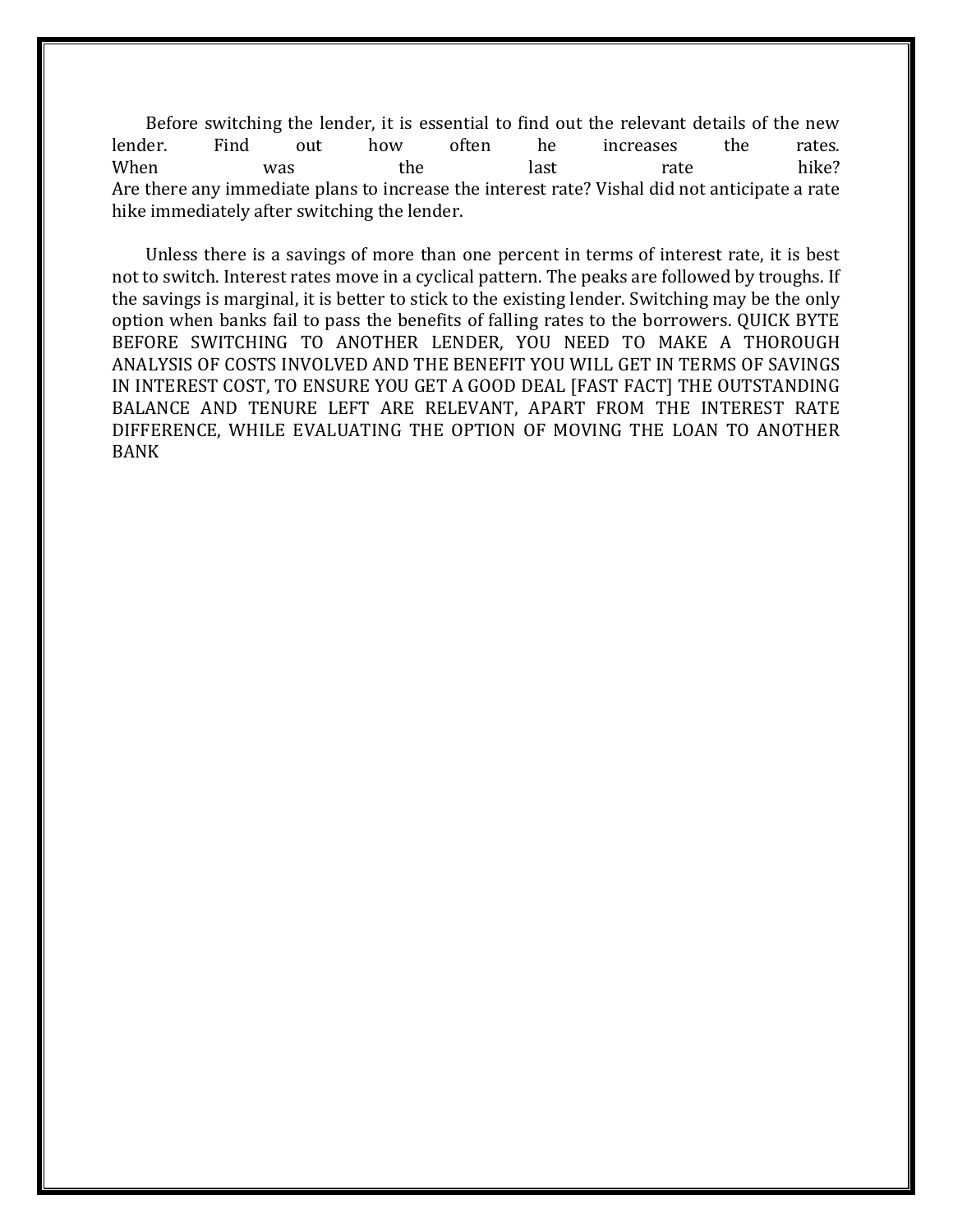Before switching the lender, it is essential to find out the relevant details of the new lender. Find out how often he increases the rates.
When was the last rate hike?
Are there any immediate plans to increase the interest rate? Vishal did not anticipate a rate hike immediately after switching the lender.

Unless there is a savings of more than one percent in terms of interest rate, it is best not to switch. Interest rates move in a cyclical pattern. The peaks are followed by troughs. If the savings is marginal, it is better to stick to the existing lender. Switching may be the only option when banks fail to pass the benefits of falling rates to the borrowers. QUICK BYTE BEFORE SWITCHING TO ANOTHER LENDER, YOU NEED TO MAKE A THOROUGH ANALYSIS OF COSTS INVOLVED AND THE BENEFIT YOU WILL GET IN TERMS OF SAVINGS IN INTEREST COST, TO ENSURE YOU GET A GOOD DEAL [FAST FACT] THE OUTSTANDING BALANCE AND TENURE LEFT ARE RELEVANT, APART FROM THE INTEREST RATE DIFFERENCE, WHILE EVALUATING THE OPTION OF MOVING THE LOAN TO ANOTHER BANK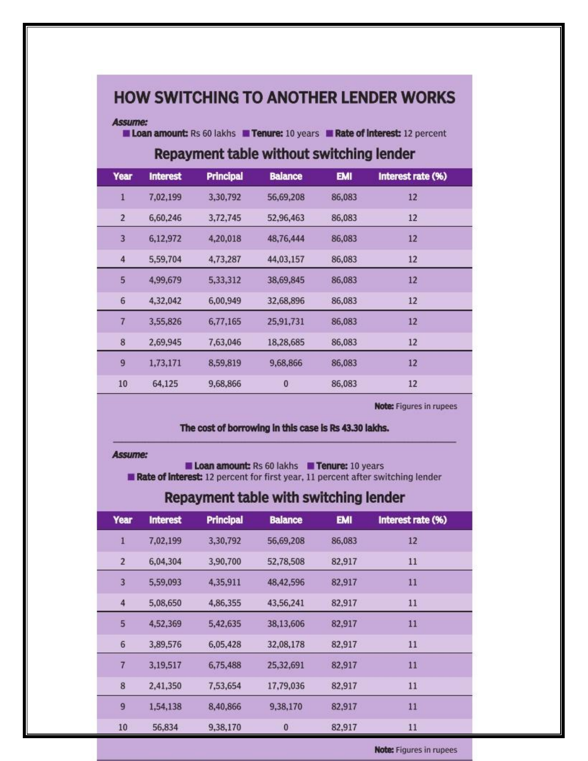# HOW SWITCHING TO ANOTHER LENDER WORKS

***Assume:***

**Loan amount:** Rs 60 lakhs **Tenure:** 10 years **Rate of interest:** 12 percent

## Repayment table without switching lender

| Year | Interest | Principal | Balance | EMI | Interest rate (%) |
|---|---|---|---|---|---|
| 1 | 7,02,199 | 3,30,792 | 56,69,208 | 86,083 | 12 |
| 2 | 6,60,246 | 3,72,745 | 52,96,463 | 86,083 | 12 |
| 3 | 6,12,972 | 4,20,018 | 48,76,444 | 86,083 | 12 |
| 4 | 5,59,704 | 4,73,287 | 44,03,157 | 86,083 | 12 |
| 5 | 4,99,679 | 5,33,312 | 38,69,845 | 86,083 | 12 |
| 6 | 4,32,042 | 6,00,949 | 32,68,896 | 86,083 | 12 |
| 7 | 3,55,826 | 6,77,165 | 25,91,731 | 86,083 | 12 |
| 8 | 2,69,945 | 7,63,046 | 18,28,685 | 86,083 | 12 |
| 9 | 1,73,171 | 8,59,819 | 9,68,866 | 86,083 | 12 |
| 10 | 64,125 | 9,68,866 | 0 | 86,083 | 12 |

**Note:** Figures in rupees

**The cost of borrowing in this case is Rs 43.30 lakhs.**

***Assume:***

**Loan amount:** Rs 60 lakhs **Tenure:** 10 years

**Rate of interest:** 12 percent for first year, 11 percent after switching lender

## Repayment table with switching lender

| Year | Interest | Principal | Balance | EMI | Interest rate (%) |
|---|---|---|---|---|---|
| 1 | 7,02,199 | 3,30,792 | 56,69,208 | 86,083 | 12 |
| 2 | 6,04,304 | 3,90,700 | 52,78,508 | 82,917 | 11 |
| 3 | 5,59,093 | 4,35,911 | 48,42,596 | 82,917 | 11 |
| 4 | 5,08,650 | 4,86,355 | 43,56,241 | 82,917 | 11 |
| 5 | 4,52,369 | 5,42,635 | 38,13,606 | 82,917 | 11 |
| 6 | 3,89,576 | 6,05,428 | 32,08,178 | 82,917 | 11 |
| 7 | 3,19,517 | 6,75,488 | 25,32,691 | 82,917 | 11 |
| 8 | 2,41,350 | 7,53,654 | 17,79,036 | 82,917 | 11 |
| 9 | 1,54,138 | 8,40,866 | 9,38,170 | 82,917 | 11 |
| 10 | 56,834 | 9,38,170 | 0 | 82,917 | 11 |

**Note:** Figures in rupees